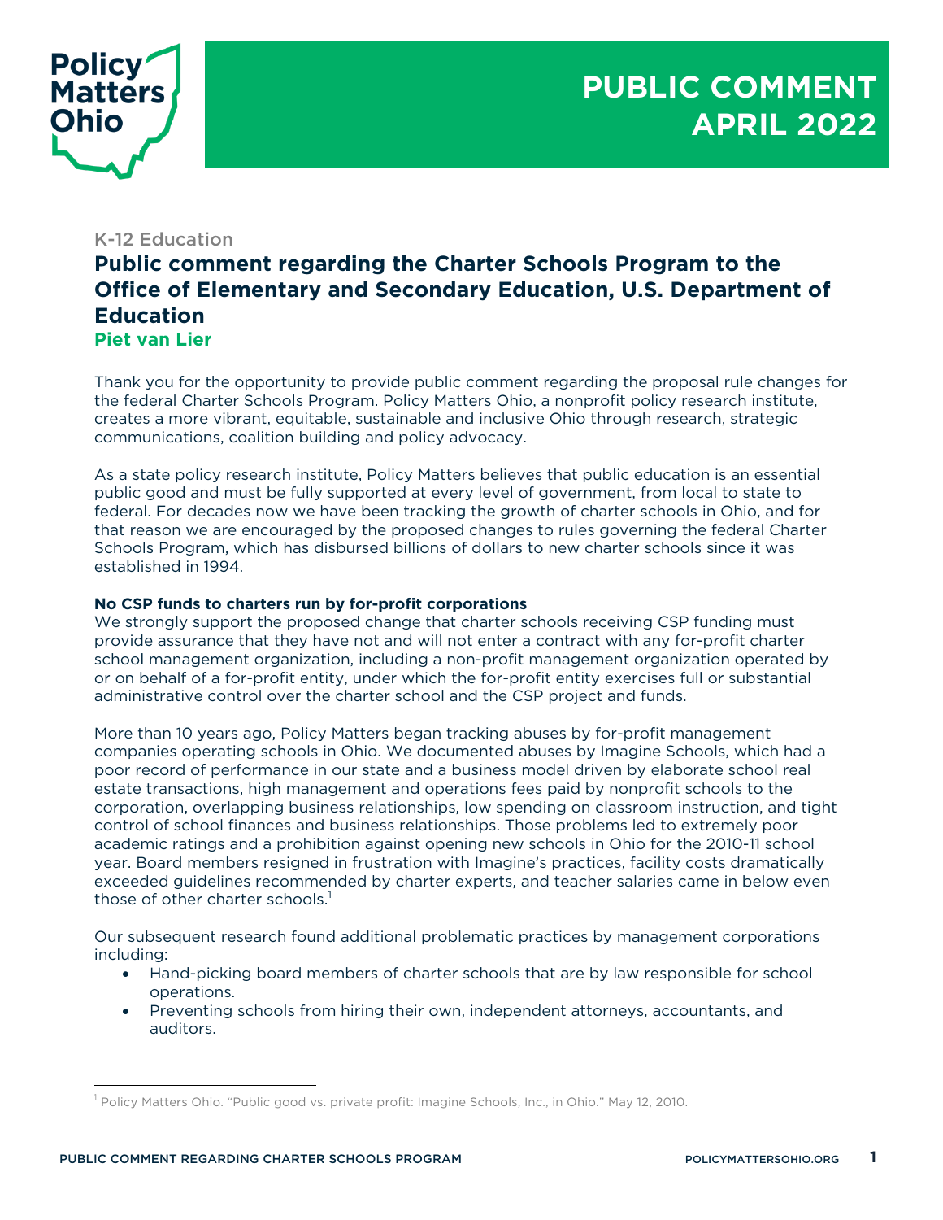# PUBLIC COMMENT APRIL 2022

K-12 Education

## Public comment regarding the Charter Schools Program to the Office of Elementary and Secondary Education, U.S. Department of Education

**Piet van Lier**

Thank you for the opportunity to provide public comment regarding the proposal rule changes for the federal Charter Schools Program. Policy Matters Ohio, a nonprofit policy research institute, creates a more vibrant, equitable, sustainable and inclusive Ohio through research, strategic communications, coalition building and policy advocacy.

As a state policy research institute, Policy Matters believes that public education is an essential public good and must be fully supported at every level of government, from local to state to federal. For decades now we have been tracking the growth of charter schools in Ohio, and for that reason we are encouraged by the proposed changes to rules governing the federal Charter Schools Program, which has disbursed billions of dollars to new charter schools since it was established in 1994.

**No CSP funds to charters run by for-profit corporations**

We strongly support the proposed change that charter schools receiving CSP funding must provide assurance that they have not and will not enter a contract with any for-profit charter school management organization, including a non-profit management organization operated by or on behalf of a for-profit entity, under which the for-profit entity exercises full or substantial administrative control over the charter school and the CSP project and funds.

More than 10 years ago, Policy Matters began tracking abuses by for-profit management companies operating schools in Ohio. We documented abuses by Imagine Schools, which had a poor record of performance in our state and a business model driven by elaborate school real estate transactions, high management and operations fees paid by nonprofit schools to the corporation, overlapping business relationships, low spending on classroom instruction, and tight control of school finances and business relationships. Those problems led to extremely poor academic ratings and a prohibition against opening new schools in Ohio for the 2010-11 school year. Board members resigned in frustration with Imagine's practices, facility costs dramatically exceeded guidelines recommended by charter experts, and teacher salaries came in below even those of other charter schools.[1]

Our subsequent research found additional problematic practices by management corporations including:

- Hand-picking board members of charter schools that are by law responsible for school operations.
- Preventing schools from hiring their own, independent attorneys, accountants, and auditors.

[1] Policy Matters Ohio. "Public good vs. private profit: Imagine Schools, Inc., in Ohio." May 12, 2010.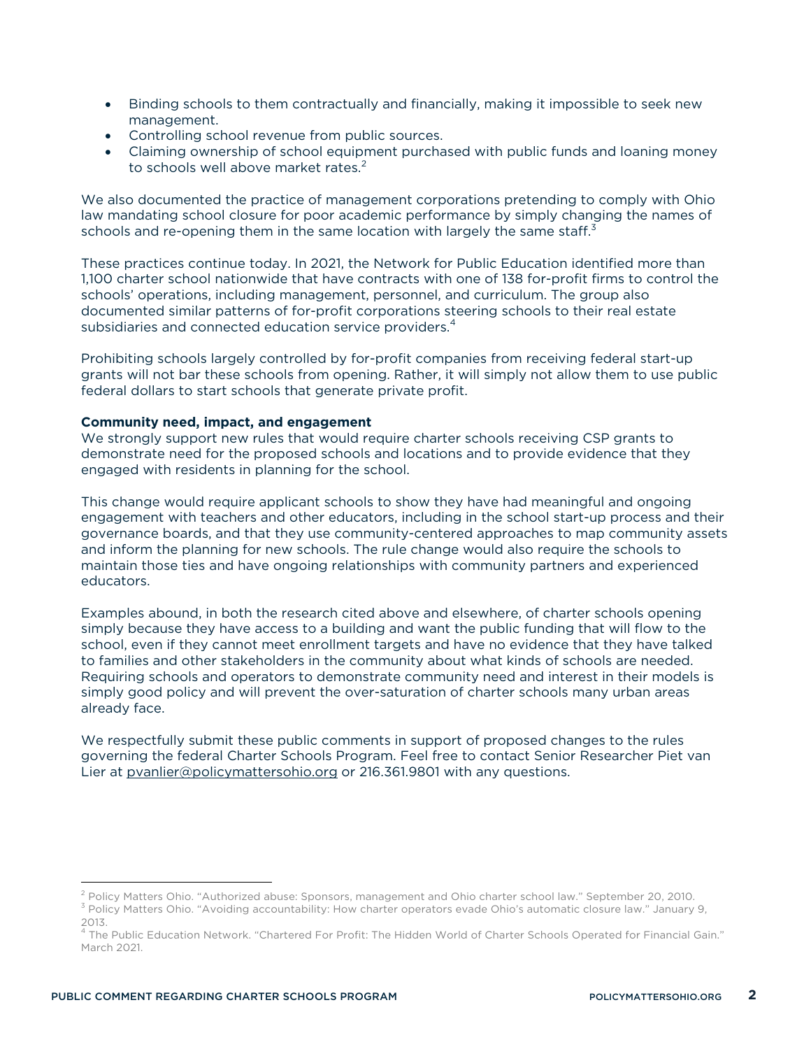- Binding schools to them contractually and financially, making it impossible to seek new management.
- Controlling school revenue from public sources.
- Claiming ownership of school equipment purchased with public funds and loaning money to schools well above market rates.[2]

We also documented the practice of management corporations pretending to comply with Ohio law mandating school closure for poor academic performance by simply changing the names of schools and re-opening them in the same location with largely the same staff.[3]

These practices continue today. In 2021, the Network for Public Education identified more than 1,100 charter school nationwide that have contracts with one of 138 for-profit firms to control the schools' operations, including management, personnel, and curriculum. The group also documented similar patterns of for-profit corporations steering schools to their real estate subsidiaries and connected education service providers.[4]

Prohibiting schools largely controlled by for-profit companies from receiving federal start-up grants will not bar these schools from opening. Rather, it will simply not allow them to use public federal dollars to start schools that generate private profit.

**Community need, impact, and engagement**

We strongly support new rules that would require charter schools receiving CSP grants to demonstrate need for the proposed schools and locations and to provide evidence that they engaged with residents in planning for the school.

This change would require applicant schools to show they have had meaningful and ongoing engagement with teachers and other educators, including in the school start-up process and their governance boards, and that they use community-centered approaches to map community assets and inform the planning for new schools. The rule change would also require the schools to maintain those ties and have ongoing relationships with community partners and experienced educators.

Examples abound, in both the research cited above and elsewhere, of charter schools opening simply because they have access to a building and want the public funding that will flow to the school, even if they cannot meet enrollment targets and have no evidence that they have talked to families and other stakeholders in the community about what kinds of schools are needed. Requiring schools and operators to demonstrate community need and interest in their models is simply good policy and will prevent the over-saturation of charter schools many urban areas already face.

We respectfully submit these public comments in support of proposed changes to the rules governing the federal Charter Schools Program. Feel free to contact Senior Researcher Piet van Lier at pvanlier@policymattersohio.org or 216.361.9801 with any questions.

---

[2] Policy Matters Ohio. "Authorized abuse: Sponsors, management and Ohio charter school law." September 20, 2010.

[3] Policy Matters Ohio. "Avoiding accountability: How charter operators evade Ohio's automatic closure law." January 9, 2013.

[4] The Public Education Network. "Chartered For Profit: The Hidden World of Charter Schools Operated for Financial Gain." March 2021.